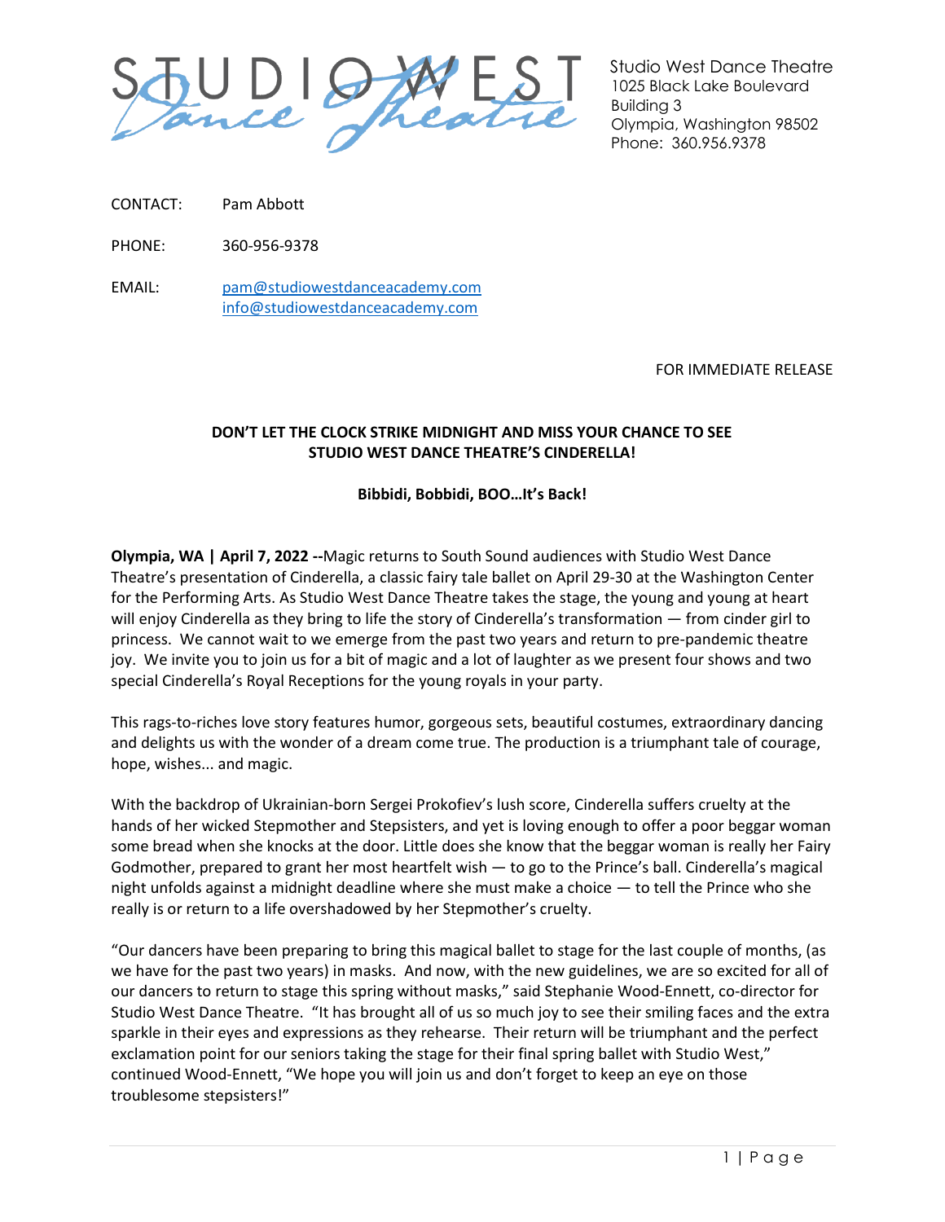Studio West Dance Theatre
1025 Black Lake Boulevard
Building 3
Olympia, Washington 98502
Phone: 360.956.9378

CONTACT: Pam Abbott

PHONE: 360-956-9378

EMAIL: pam@studiowestdanceacademy.com
info@studiowestdanceacademy.com

FOR IMMEDIATE RELEASE

**DON'T LET THE CLOCK STRIKE MIDNIGHT AND MISS YOUR CHANCE TO SEE STUDIO WEST DANCE THEATRE'S CINDERELLA!**

**Bibbidi, Bobbidi, BOO…It's Back!**

**Olympia, WA | April 7, 2022 --**Magic returns to South Sound audiences with Studio West Dance Theatre's presentation of Cinderella, a classic fairy tale ballet on April 29-30 at the Washington Center for the Performing Arts. As Studio West Dance Theatre takes the stage, the young and young at heart will enjoy Cinderella as they bring to life the story of Cinderella's transformation — from cinder girl to princess. We cannot wait to we emerge from the past two years and return to pre-pandemic theatre joy. We invite you to join us for a bit of magic and a lot of laughter as we present four shows and two special Cinderella's Royal Receptions for the young royals in your party.

This rags-to-riches love story features humor, gorgeous sets, beautiful costumes, extraordinary dancing and delights us with the wonder of a dream come true. The production is a triumphant tale of courage, hope, wishes... and magic.

With the backdrop of Ukrainian-born Sergei Prokofiev's lush score, Cinderella suffers cruelty at the hands of her wicked Stepmother and Stepsisters, and yet is loving enough to offer a poor beggar woman some bread when she knocks at the door. Little does she know that the beggar woman is really her Fairy Godmother, prepared to grant her most heartfelt wish — to go to the Prince's ball. Cinderella's magical night unfolds against a midnight deadline where she must make a choice — to tell the Prince who she really is or return to a life overshadowed by her Stepmother's cruelty.

"Our dancers have been preparing to bring this magical ballet to stage for the last couple of months, (as we have for the past two years) in masks. And now, with the new guidelines, we are so excited for all of our dancers to return to stage this spring without masks," said Stephanie Wood-Ennett, co-director for Studio West Dance Theatre. "It has brought all of us so much joy to see their smiling faces and the extra sparkle in their eyes and expressions as they rehearse. Their return will be triumphant and the perfect exclamation point for our seniors taking the stage for their final spring ballet with Studio West," continued Wood-Ennett, "We hope you will join us and don't forget to keep an eye on those troublesome stepsisters!"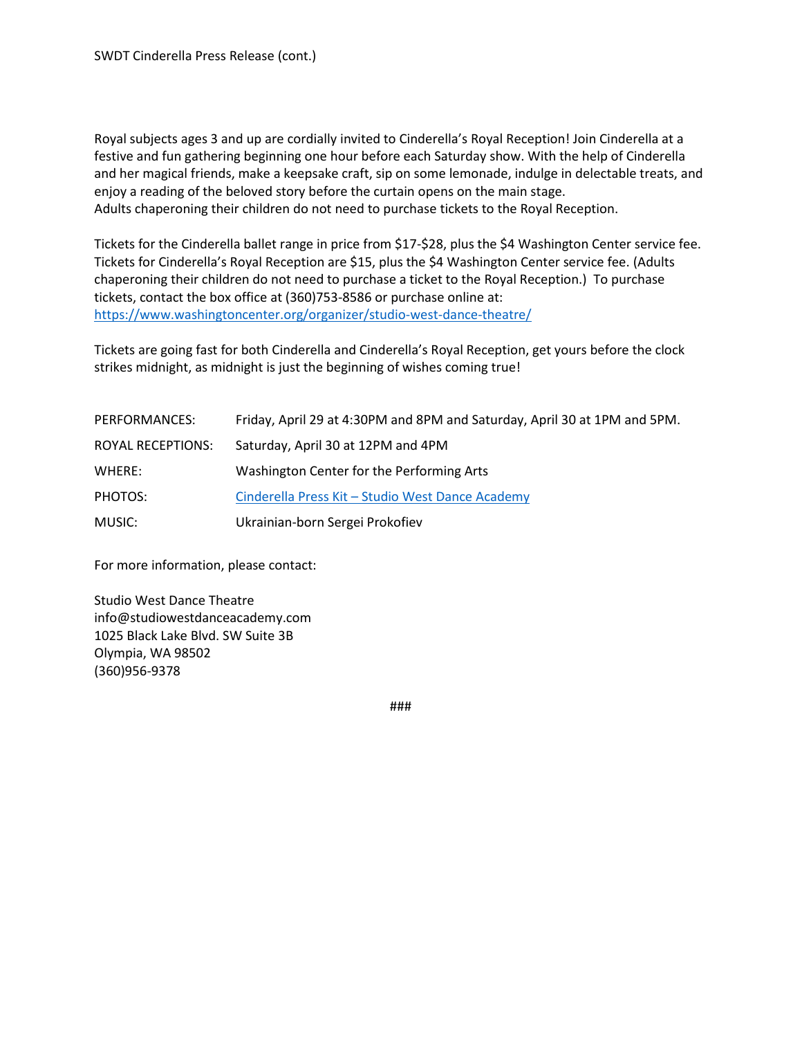Royal subjects ages 3 and up are cordially invited to Cinderella's Royal Reception! Join Cinderella at a festive and fun gathering beginning one hour before each Saturday show. With the help of Cinderella and her magical friends, make a keepsake craft, sip on some lemonade, indulge in delectable treats, and enjoy a reading of the beloved story before the curtain opens on the main stage.
Adults chaperoning their children do not need to purchase tickets to the Royal Reception.

Tickets for the Cinderella ballet range in price from $17-$28, plus the $4 Washington Center service fee. Tickets for Cinderella's Royal Reception are $15, plus the $4 Washington Center service fee. (Adults chaperoning their children do not need to purchase a ticket to the Royal Reception.) To purchase tickets, contact the box office at (360)753-8586 or purchase online at: https://www.washingtoncenter.org/organizer/studio-west-dance-theatre/

Tickets are going fast for both Cinderella and Cinderella's Royal Reception, get yours before the clock strikes midnight, as midnight is just the beginning of wishes coming true!

| | |
|---|---|
| PERFORMANCES: | Friday, April 29 at 4:30PM and 8PM and Saturday, April 30 at 1PM and 5PM. |
| ROYAL RECEPTIONS: | Saturday, April 30 at 12PM and 4PM |
| WHERE: | Washington Center for the Performing Arts |
| PHOTOS: | Cinderella Press Kit – Studio West Dance Academy |
| MUSIC: | Ukrainian-born Sergei Prokofiev |

For more information, please contact:

Studio West Dance Theatre
info@studiowestdanceacademy.com
1025 Black Lake Blvd. SW Suite 3B
Olympia, WA 98502
(360)956-9378

###